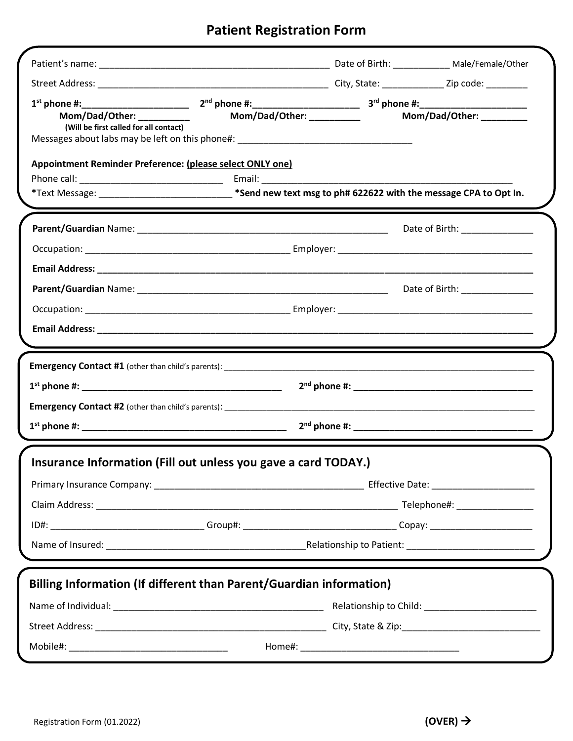# Patient Registration Form

Patient's name: _____________________________________________ Date of Birth: ___________ Male/Female/Other

Street Address: _____________________________________________ City, State: ____________ Zip code: ________

**1st phone #:____________________ 2nd phone #:____________________ 3rd phone #:____________________**

**Mom/Dad/Other: __________ Mom/Dad/Other: __________ Mom/Dad/Other: _________**

**(Will be first called for all contact)**

Messages about labs may be left on this phone#: __________________________________

**Appointment Reminder Preference: (please select ONLY one)**

Phone call: ____________________________ Email: _________________________________________________

*Text Message: _________________________ **\*Send new text msg to ph# 622622 with the message CPA to Opt In.**

**Parent/Guardian** Name: __________________________________________________ Date of Birth: ______________

Occupation: ________________________________________ Employer: ______________________________________

**Email Address: _______________________________________________________________________________**

**Parent/Guardian** Name: __________________________________________________ Date of Birth: ______________

Occupation: ________________________________________ Employer: ______________________________________

**Email Address: _______________________________________________________________________________**

**Emergency Contact #1** (other than child's parents): _____________________________________________________

**1st phone #: ________________________________________ 2nd phone #: ___________________________________**

**Emergency Contact #2** (other than child's parents): _____________________________________________________

**1st phone #: ________________________________________ 2nd phone #: ___________________________________**

## Insurance Information (Fill out unless you gave a card TODAY.)

Primary Insurance Company: _________________________________________ Effective Date: ___________________

Claim Address: ______________________________________________________________ Telephone#: _______________

ID#: ______________________________ Group#: _____________________________ Copay: ____________________

Name of Insured: ________________________________________Relationship to Patient: _________________________

## Billing Information (If different than Parent/Guardian information)

Name of Individual: __________________________________________ Relationship to Child: ______________________

Street Address: _____________________________________________ City, State & Zip:___________________________

Mobile#: ______________________________ Home#: ______________________________

Registration Form (01.2022)

**(OVER) →**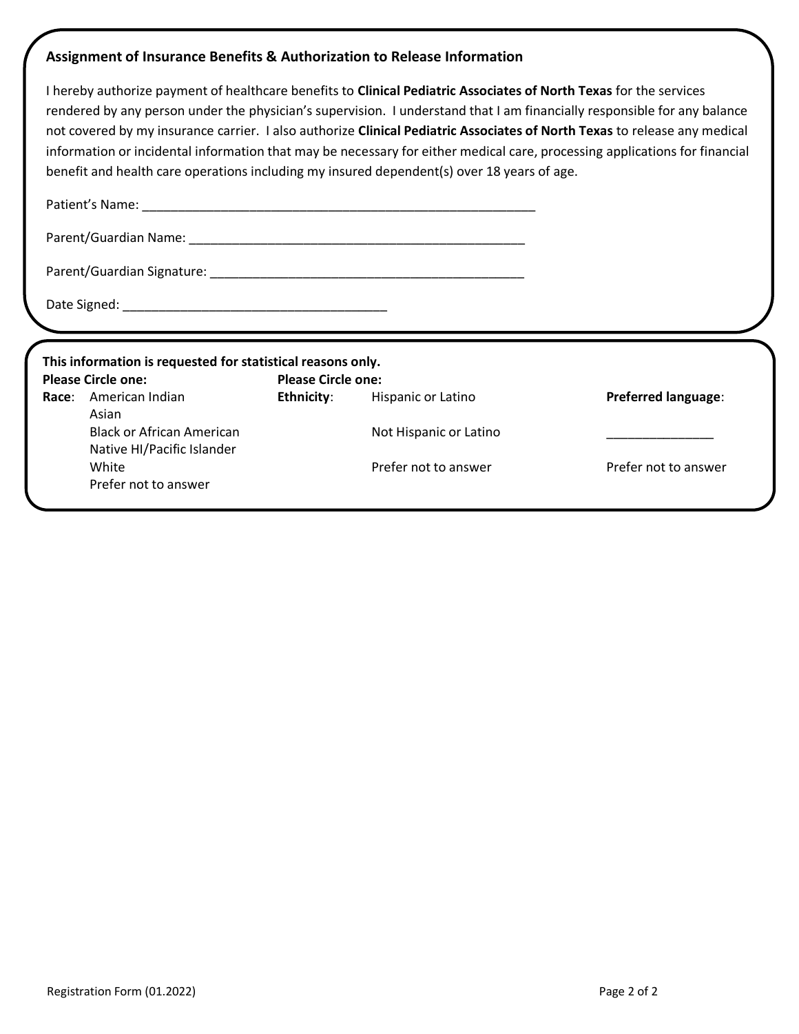### Assignment of Insurance Benefits & Authorization to Release Information

I hereby authorize payment of healthcare benefits to **Clinical Pediatric Associates of North Texas** for the services rendered by any person under the physician's supervision. I understand that I am financially responsible for any balance not covered by my insurance carrier. I also authorize **Clinical Pediatric Associates of North Texas** to release any medical information or incidental information that may be necessary for either medical care, processing applications for financial benefit and health care operations including my insured dependent(s) over 18 years of age.

Patient's Name: ___________________________________________________________

Parent/Guardian Name: ___________________________________________________

Parent/Guardian Signature: ______________________________________________

Date Signed: ______________________________________

**This information is requested for statistical reasons only.**

| | | | | |
|---|---|---|---|---|
| **Please Circle one:** | | **Please Circle one:** | | |
| **Race**: | American Indian | **Ethnicity**: | Hispanic or Latino | **Preferred language**: |
| | Asian | | | |
| | Black or African American | | Not Hispanic or Latino | _______________ |
| | Native HI/Pacific Islander | | | |
| | White | | Prefer not to answer | Prefer not to answer |
| | Prefer not to answer | | | |

Registration Form (01.2022)